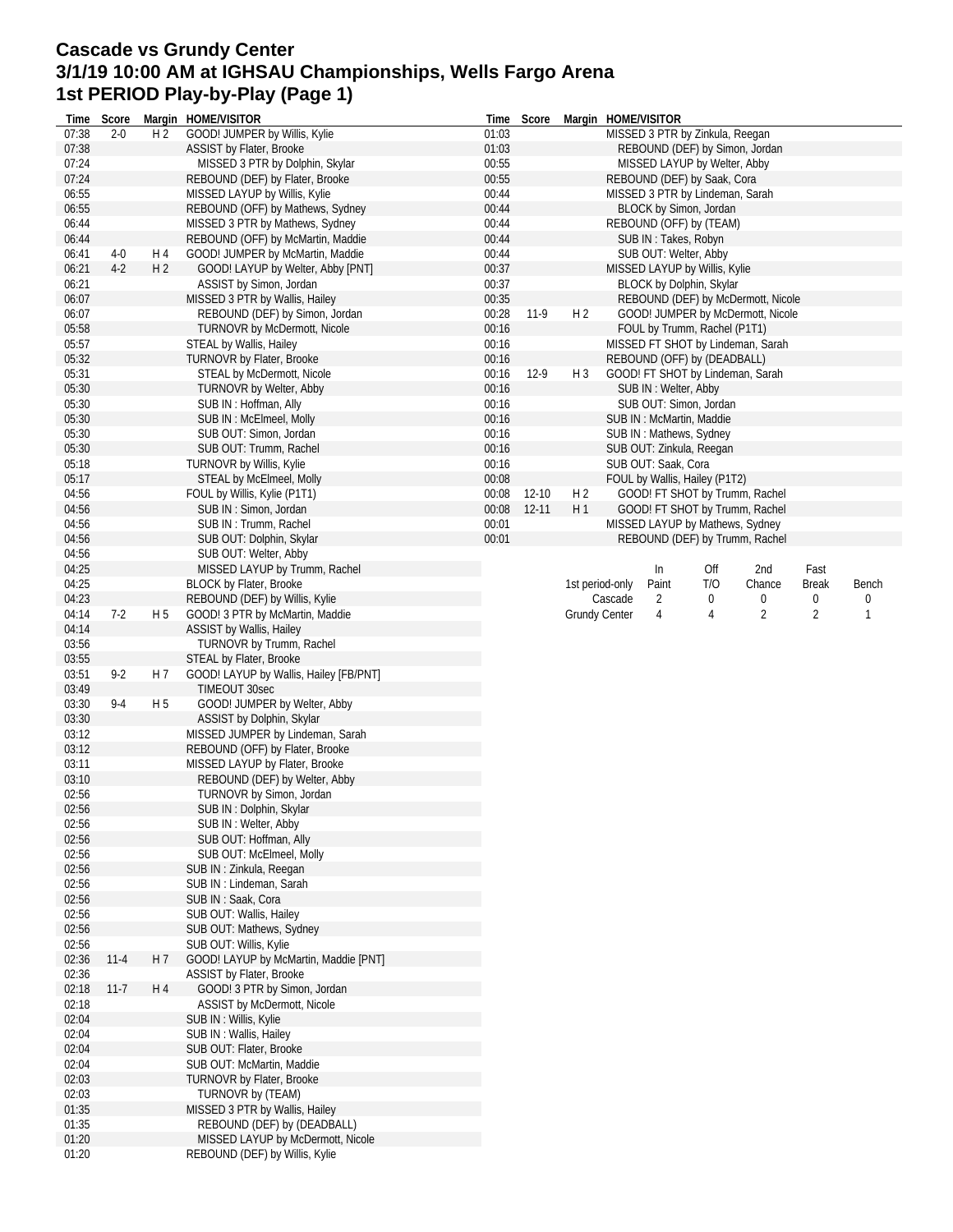# Cascade vs Grundy Center
# 3/1/19 10:00 AM at IGHSAU Championships, Wells Fargo Arena
# 1st PERIOD Play-by-Play (Page 1)

| Time | Score | Margin | HOME/VISITOR |
|---|---|---|---|
| 07:38 | 2-0 | H 2 | GOOD! JUMPER by Willis, Kylie |
| 07:38 | | | ASSIST by Flater, Brooke |
| 07:24 | | | MISSED 3 PTR by Dolphin, Skylar |
| 07:24 | | | REBOUND (DEF) by Flater, Brooke |
| 06:55 | | | MISSED LAYUP by Willis, Kylie |
| 06:55 | | | REBOUND (OFF) by Mathews, Sydney |
| 06:44 | | | MISSED 3 PTR by Mathews, Sydney |
| 06:44 | | | REBOUND (OFF) by McMartin, Maddie |
| 06:41 | 4-0 | H 4 | GOOD! JUMPER by McMartin, Maddie |
| 06:21 | 4-2 | H 2 | GOOD! LAYUP by Welter, Abby [PNT] |
| 06:21 | | | ASSIST by Simon, Jordan |
| 06:07 | | | MISSED 3 PTR by Wallis, Hailey |
| 06:07 | | | REBOUND (DEF) by Simon, Jordan |
| 05:58 | | | TURNOVR by McDermott, Nicole |
| 05:57 | | | STEAL by Wallis, Hailey |
| 05:32 | | | TURNOVR by Flater, Brooke |
| 05:31 | | | STEAL by McDermott, Nicole |
| 05:30 | | | TURNOVR by Welter, Abby |
| 05:30 | | | SUB IN : Hoffman, Ally |
| 05:30 | | | SUB IN : McElmeel, Molly |
| 05:30 | | | SUB OUT: Simon, Jordan |
| 05:30 | | | SUB OUT: Trumm, Rachel |
| 05:18 | | | TURNOVR by Willis, Kylie |
| 05:17 | | | STEAL by McElmeel, Molly |
| 04:56 | | | FOUL by Willis, Kylie (P1T1) |
| 04:56 | | | SUB IN : Simon, Jordan |
| 04:56 | | | SUB IN : Trumm, Rachel |
| 04:56 | | | SUB OUT: Dolphin, Skylar |
| 04:56 | | | SUB OUT: Welter, Abby |
| 04:25 | | | MISSED LAYUP by Trumm, Rachel |
| 04:25 | | | BLOCK by Flater, Brooke |
| 04:23 | | | REBOUND (DEF) by Willis, Kylie |
| 04:14 | 7-2 | H 5 | GOOD! 3 PTR by McMartin, Maddie |
| 04:14 | | | ASSIST by Wallis, Hailey |
| 03:56 | | | TURNOVR by Trumm, Rachel |
| 03:55 | | | STEAL by Flater, Brooke |
| 03:51 | 9-2 | H 7 | GOOD! LAYUP by Wallis, Hailey [FB/PNT] |
| 03:49 | | | TIMEOUT 30sec |
| 03:30 | 9-4 | H 5 | GOOD! JUMPER by Welter, Abby |
| 03:30 | | | ASSIST by Dolphin, Skylar |
| 03:12 | | | MISSED JUMPER by Lindeman, Sarah |
| 03:12 | | | REBOUND (OFF) by Flater, Brooke |
| 03:11 | | | MISSED LAYUP by Flater, Brooke |
| 03:10 | | | REBOUND (DEF) by Welter, Abby |
| 02:56 | | | TURNOVR by Simon, Jordan |
| 02:56 | | | SUB IN : Dolphin, Skylar |
| 02:56 | | | SUB IN : Welter, Abby |
| 02:56 | | | SUB OUT: Hoffman, Ally |
| 02:56 | | | SUB OUT: McElmeel, Molly |
| 02:56 | | | SUB IN : Zinkula, Reegan |
| 02:56 | | | SUB IN : Lindeman, Sarah |
| 02:56 | | | SUB IN : Saak, Cora |
| 02:56 | | | SUB OUT: Wallis, Hailey |
| 02:56 | | | SUB OUT: Mathews, Sydney |
| 02:56 | | | SUB OUT: Willis, Kylie |
| 02:36 | 11-4 | H 7 | GOOD! LAYUP by McMartin, Maddie [PNT] |
| 02:36 | | | ASSIST by Flater, Brooke |
| 02:18 | 11-7 | H 4 | GOOD! 3 PTR by Simon, Jordan |
| 02:18 | | | ASSIST by McDermott, Nicole |
| 02:04 | | | SUB IN : Willis, Kylie |
| 02:04 | | | SUB IN : Wallis, Hailey |
| 02:04 | | | SUB OUT: Flater, Brooke |
| 02:04 | | | SUB OUT: McMartin, Maddie |
| 02:03 | | | TURNOVR by Flater, Brooke |
| 02:03 | | | TURNOVR by (TEAM) |
| 01:35 | | | MISSED 3 PTR by Wallis, Hailey |
| 01:35 | | | REBOUND (DEF) by (DEADBALL) |
| 01:20 | | | MISSED LAYUP by McDermott, Nicole |
| 01:20 | | | REBOUND (DEF) by Willis, Kylie |
| 01:03 | | | MISSED 3 PTR by Zinkula, Reegan |
| 01:03 | | | REBOUND (DEF) by Simon, Jordan |
| 00:55 | | | MISSED LAYUP by Welter, Abby |
| 00:55 | | | REBOUND (DEF) by Saak, Cora |
| 00:44 | | | MISSED 3 PTR by Lindeman, Sarah |
| 00:44 | | | BLOCK by Simon, Jordan |
| 00:44 | | | REBOUND (OFF) by (TEAM) |
| 00:44 | | | SUB IN : Takes, Robyn |
| 00:44 | | | SUB OUT: Welter, Abby |
| 00:37 | | | MISSED LAYUP by Willis, Kylie |
| 00:37 | | | BLOCK by Dolphin, Skylar |
| 00:35 | | | REBOUND (DEF) by McDermott, Nicole |
| 00:28 | 11-9 | H 2 | GOOD! JUMPER by McDermott, Nicole |
| 00:16 | | | FOUL by Trumm, Rachel (P1T1) |
| 00:16 | | | MISSED FT SHOT by Lindeman, Sarah |
| 00:16 | | | REBOUND (OFF) by (DEADBALL) |
| 00:16 | 12-9 | H 3 | GOOD! FT SHOT by Lindeman, Sarah |
| 00:16 | | | SUB IN : Welter, Abby |
| 00:16 | | | SUB OUT: Simon, Jordan |
| 00:16 | | | SUB IN : McMartin, Maddie |
| 00:16 | | | SUB IN : Mathews, Sydney |
| 00:16 | | | SUB OUT: Zinkula, Reegan |
| 00:16 | | | SUB OUT: Saak, Cora |
| 00:08 | | | FOUL by Wallis, Hailey (P1T2) |
| 00:08 | 12-10 | H 2 | GOOD! FT SHOT by Trumm, Rachel |
| 00:08 | 12-11 | H 1 | GOOD! FT SHOT by Trumm, Rachel |
| 00:01 | | | MISSED LAYUP by Mathews, Sydney |
| 00:01 | | | REBOUND (DEF) by Trumm, Rachel |

| 1st period-only | In Paint | Off T/O | 2nd Chance | Fast Break | Bench |
|---|---|---|---|---|---|
| Cascade | 2 | 0 | 0 | 0 | 0 |
| Grundy Center | 4 | 4 | 2 | 2 | 1 |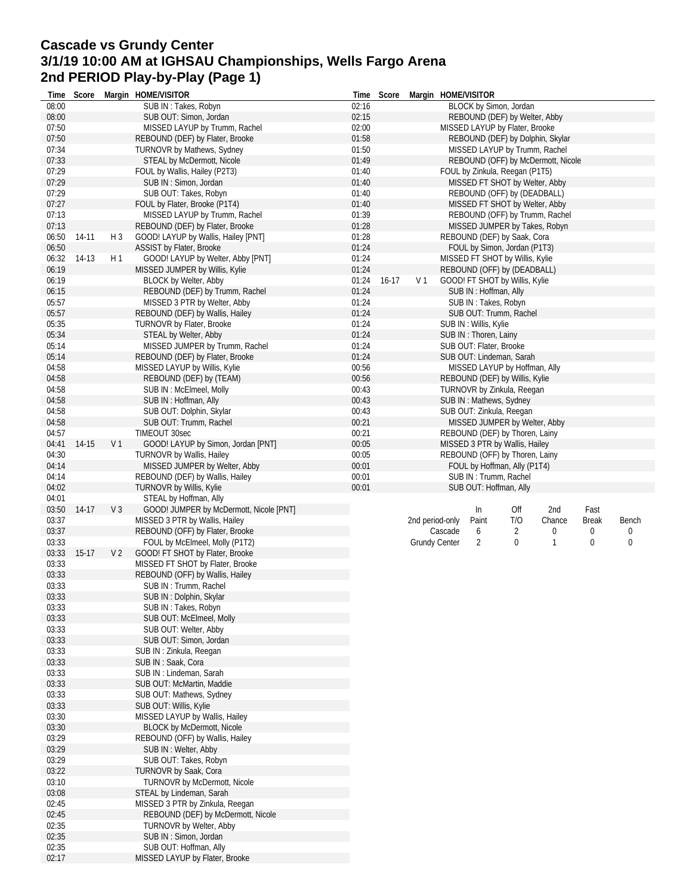# Cascade vs Grundy Center
## 3/1/19 10:00 AM at IGHSAU Championships, Wells Fargo Arena
## 2nd PERIOD Play-by-Play (Page 1)

| Time | Score | Margin | HOME/VISITOR |
|---|---|---|---|
| 08:00 | | | SUB IN : Takes, Robyn |
| 08:00 | | | SUB OUT: Simon, Jordan |
| 07:50 | | | MISSED LAYUP by Trumm, Rachel |
| 07:50 | | | REBOUND (DEF) by Flater, Brooke |
| 07:34 | | | TURNOVR by Mathews, Sydney |
| 07:33 | | | STEAL by McDermott, Nicole |
| 07:29 | | | FOUL by Wallis, Hailey (P2T3) |
| 07:29 | | | SUB IN : Simon, Jordan |
| 07:29 | | | SUB OUT: Takes, Robyn |
| 07:27 | | | FOUL by Flater, Brooke (P1T4) |
| 07:13 | | | MISSED LAYUP by Trumm, Rachel |
| 07:13 | | | REBOUND (DEF) by Flater, Brooke |
| 06:50 | 14-11 | H 3 | GOOD! LAYUP by Wallis, Hailey [PNT] |
| 06:50 | | | ASSIST by Flater, Brooke |
| 06:32 | 14-13 | H 1 | GOOD! LAYUP by Welter, Abby [PNT] |
| 06:19 | | | MISSED JUMPER by Willis, Kylie |
| 06:19 | | | BLOCK by Welter, Abby |
| 06:15 | | | REBOUND (DEF) by Trumm, Rachel |
| 05:57 | | | MISSED 3 PTR by Welter, Abby |
| 05:57 | | | REBOUND (DEF) by Wallis, Hailey |
| 05:35 | | | TURNOVR by Flater, Brooke |
| 05:34 | | | STEAL by Welter, Abby |
| 05:14 | | | MISSED JUMPER by Trumm, Rachel |
| 05:14 | | | REBOUND (DEF) by Flater, Brooke |
| 04:58 | | | MISSED LAYUP by Willis, Kylie |
| 04:58 | | | REBOUND (DEF) by (TEAM) |
| 04:58 | | | SUB IN : McElmeel, Molly |
| 04:58 | | | SUB IN : Hoffman, Ally |
| 04:58 | | | SUB OUT: Dolphin, Skylar |
| 04:58 | | | SUB OUT: Trumm, Rachel |
| 04:57 | | | TIMEOUT 30sec |
| 04:41 | 14-15 | V 1 | GOOD! LAYUP by Simon, Jordan [PNT] |
| 04:30 | | | TURNOVR by Wallis, Hailey |
| 04:14 | | | MISSED JUMPER by Welter, Abby |
| 04:14 | | | REBOUND (DEF) by Wallis, Hailey |
| 04:02 | | | TURNOVR by Willis, Kylie |
| 04:01 | | | STEAL by Hoffman, Ally |
| 03:50 | 14-17 | V 3 | GOOD! JUMPER by McDermott, Nicole [PNT] |
| 03:37 | | | MISSED 3 PTR by Wallis, Hailey |
| 03:37 | | | REBOUND (OFF) by Flater, Brooke |
| 03:33 | | | FOUL by McElmeel, Molly (P1T2) |
| 03:33 | 15-17 | V 2 | GOOD! FT SHOT by Flater, Brooke |
| 03:33 | | | MISSED FT SHOT by Flater, Brooke |
| 03:33 | | | REBOUND (OFF) by Wallis, Hailey |
| 03:33 | | | SUB IN : Trumm, Rachel |
| 03:33 | | | SUB IN : Dolphin, Skylar |
| 03:33 | | | SUB IN : Takes, Robyn |
| 03:33 | | | SUB OUT: McElmeel, Molly |
| 03:33 | | | SUB OUT: Welter, Abby |
| 03:33 | | | SUB OUT: Simon, Jordan |
| 03:33 | | | SUB IN : Zinkula, Reegan |
| 03:33 | | | SUB IN : Saak, Cora |
| 03:33 | | | SUB IN : Lindeman, Sarah |
| 03:33 | | | SUB OUT: McMartin, Maddie |
| 03:33 | | | SUB OUT: Mathews, Sydney |
| 03:33 | | | SUB OUT: Willis, Kylie |
| 03:30 | | | MISSED LAYUP by Wallis, Hailey |
| 03:30 | | | BLOCK by McDermott, Nicole |
| 03:29 | | | REBOUND (OFF) by Wallis, Hailey |
| 03:29 | | | SUB IN : Welter, Abby |
| 03:29 | | | SUB OUT: Takes, Robyn |
| 03:22 | | | TURNOVR by Saak, Cora |
| 03:10 | | | TURNOVR by McDermott, Nicole |
| 03:08 | | | STEAL by Lindeman, Sarah |
| 02:45 | | | MISSED 3 PTR by Zinkula, Reegan |
| 02:45 | | | REBOUND (DEF) by McDermott, Nicole |
| 02:35 | | | TURNOVR by Welter, Abby |
| 02:35 | | | SUB IN : Simon, Jordan |
| 02:35 | | | SUB OUT: Hoffman, Ally |
| 02:17 | | | MISSED LAYUP by Flater, Brooke |
| 02:16 | | | BLOCK by Simon, Jordan |
| 02:15 | | | REBOUND (DEF) by Welter, Abby |
| 02:00 | | | MISSED LAYUP by Flater, Brooke |
| 01:58 | | | REBOUND (DEF) by Dolphin, Skylar |
| 01:50 | | | MISSED LAYUP by Trumm, Rachel |
| 01:49 | | | REBOUND (OFF) by McDermott, Nicole |
| 01:40 | | | FOUL by Zinkula, Reegan (P1T5) |
| 01:40 | | | MISSED FT SHOT by Welter, Abby |
| 01:40 | | | REBOUND (OFF) by (DEADBALL) |
| 01:40 | | | MISSED FT SHOT by Welter, Abby |
| 01:39 | | | REBOUND (OFF) by Trumm, Rachel |
| 01:28 | | | MISSED JUMPER by Takes, Robyn |
| 01:28 | | | REBOUND (DEF) by Saak, Cora |
| 01:24 | | | FOUL by Simon, Jordan (P1T3) |
| 01:24 | | | MISSED FT SHOT by Willis, Kylie |
| 01:24 | | | REBOUND (OFF) by (DEADBALL) |
| 01:24 | 16-17 | V 1 | GOOD! FT SHOT by Willis, Kylie |
| 01:24 | | | SUB IN : Hoffman, Ally |
| 01:24 | | | SUB IN : Takes, Robyn |
| 01:24 | | | SUB OUT: Trumm, Rachel |
| 01:24 | | | SUB IN : Willis, Kylie |
| 01:24 | | | SUB IN : Thoren, Lainy |
| 01:24 | | | SUB OUT: Flater, Brooke |
| 01:24 | | | SUB OUT: Lindeman, Sarah |
| 00:56 | | | MISSED LAYUP by Hoffman, Ally |
| 00:56 | | | REBOUND (DEF) by Willis, Kylie |
| 00:43 | | | TURNOVR by Zinkula, Reegan |
| 00:43 | | | SUB IN : Mathews, Sydney |
| 00:43 | | | SUB OUT: Zinkula, Reegan |
| 00:21 | | | MISSED JUMPER by Welter, Abby |
| 00:21 | | | REBOUND (DEF) by Thoren, Lainy |
| 00:05 | | | MISSED 3 PTR by Wallis, Hailey |
| 00:05 | | | REBOUND (OFF) by Thoren, Lainy |
| 00:01 | | | FOUL by Hoffman, Ally (P1T4) |
| 00:01 | | | SUB IN : Trumm, Rachel |
| 00:01 | | | SUB OUT: Hoffman, Ally |

| 2nd period-only | In Paint | Off T/O | 2nd Chance | Fast Break | Bench |
|---|---|---|---|---|---|
| Cascade | 6 | 2 | 0 | 0 | 0 |
| Grundy Center | 2 | 0 | 1 | 0 | 0 |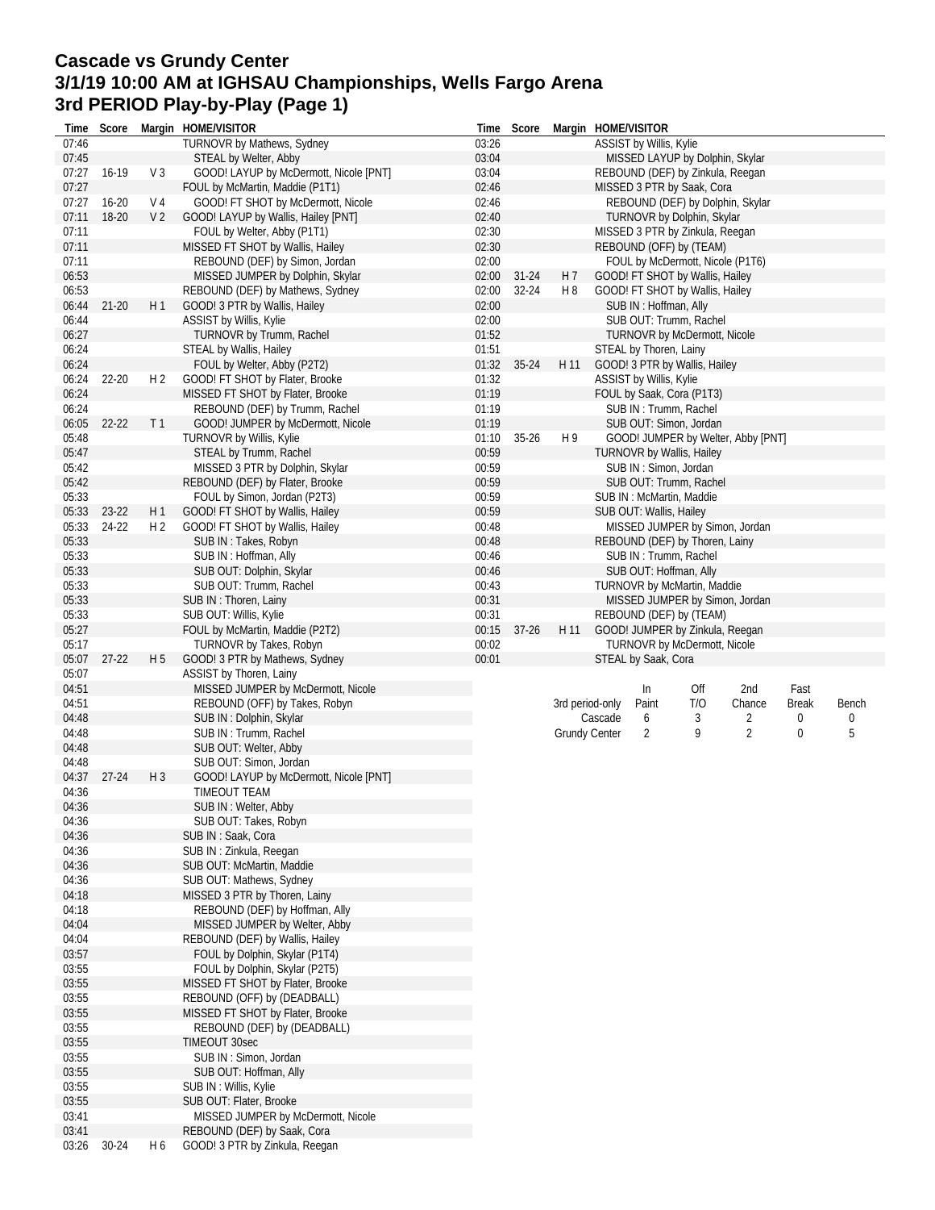# Cascade vs Grundy Center
# 3/1/19 10:00 AM at IGHSAU Championships, Wells Fargo Arena
# 3rd PERIOD Play-by-Play (Page 1)

| Time | Score | Margin | HOME/VISITOR |
|---|---|---|---|
| 07:46 | | | TURNOVR by Mathews, Sydney |
| 07:45 | | | STEAL by Welter, Abby |
| 07:27 | 16-19 | V 3 | GOOD! LAYUP by McDermott, Nicole [PNT] |
| 07:27 | | | FOUL by McMartin, Maddie (P1T1) |
| 07:27 | 16-20 | V 4 | GOOD! FT SHOT by McDermott, Nicole |
| 07:11 | 18-20 | V 2 | GOOD! LAYUP by Wallis, Hailey [PNT] |
| 07:11 | | | FOUL by Welter, Abby (P1T1) |
| 07:11 | | | MISSED FT SHOT by Wallis, Hailey |
| 07:11 | | | REBOUND (DEF) by Simon, Jordan |
| 06:53 | | | MISSED JUMPER by Dolphin, Skylar |
| 06:53 | | | REBOUND (DEF) by Mathews, Sydney |
| 06:44 | 21-20 | H 1 | GOOD! 3 PTR by Wallis, Hailey |
| 06:44 | | | ASSIST by Willis, Kylie |
| 06:27 | | | TURNOVR by Trumm, Rachel |
| 06:24 | | | STEAL by Wallis, Hailey |
| 06:24 | | | FOUL by Welter, Abby (P2T2) |
| 06:24 | 22-20 | H 2 | GOOD! FT SHOT by Flater, Brooke |
| 06:24 | | | MISSED FT SHOT by Flater, Brooke |
| 06:24 | | | REBOUND (DEF) by Trumm, Rachel |
| 06:05 | 22-22 | T 1 | GOOD! JUMPER by McDermott, Nicole |
| 05:48 | | | TURNOVR by Willis, Kylie |
| 05:47 | | | STEAL by Trumm, Rachel |
| 05:42 | | | MISSED 3 PTR by Dolphin, Skylar |
| 05:42 | | | REBOUND (DEF) by Flater, Brooke |
| 05:33 | | | FOUL by Simon, Jordan (P2T3) |
| 05:33 | 23-22 | H 1 | GOOD! FT SHOT by Wallis, Hailey |
| 05:33 | 24-22 | H 2 | GOOD! FT SHOT by Wallis, Hailey |
| 05:33 | | | SUB IN : Takes, Robyn |
| 05:33 | | | SUB IN : Hoffman, Ally |
| 05:33 | | | SUB OUT: Dolphin, Skylar |
| 05:33 | | | SUB OUT: Trumm, Rachel |
| 05:33 | | | SUB IN : Thoren, Lainy |
| 05:33 | | | SUB OUT: Willis, Kylie |
| 05:27 | | | FOUL by McMartin, Maddie (P2T2) |
| 05:17 | | | TURNOVR by Takes, Robyn |
| 05:07 | 27-22 | H 5 | GOOD! 3 PTR by Mathews, Sydney |
| 05:07 | | | ASSIST by Thoren, Lainy |
| 04:51 | | | MISSED JUMPER by McDermott, Nicole |
| 04:51 | | | REBOUND (OFF) by Takes, Robyn |
| 04:48 | | | SUB IN : Dolphin, Skylar |
| 04:48 | | | SUB IN : Trumm, Rachel |
| 04:48 | | | SUB OUT: Welter, Abby |
| 04:48 | | | SUB OUT: Simon, Jordan |
| 04:37 | 27-24 | H 3 | GOOD! LAYUP by McDermott, Nicole [PNT] |
| 04:36 | | | TIMEOUT TEAM |
| 04:36 | | | SUB IN : Welter, Abby |
| 04:36 | | | SUB OUT: Takes, Robyn |
| 04:36 | | | SUB IN : Saak, Cora |
| 04:36 | | | SUB IN : Zinkula, Reegan |
| 04:36 | | | SUB OUT: McMartin, Maddie |
| 04:36 | | | SUB OUT: Mathews, Sydney |
| 04:18 | | | MISSED 3 PTR by Thoren, Lainy |
| 04:18 | | | REBOUND (DEF) by Hoffman, Ally |
| 04:04 | | | MISSED JUMPER by Welter, Abby |
| 04:04 | | | REBOUND (DEF) by Wallis, Hailey |
| 03:57 | | | FOUL by Dolphin, Skylar (P1T4) |
| 03:55 | | | FOUL by Dolphin, Skylar (P2T5) |
| 03:55 | | | MISSED FT SHOT by Flater, Brooke |
| 03:55 | | | REBOUND (OFF) by (DEADBALL) |
| 03:55 | | | MISSED FT SHOT by Flater, Brooke |
| 03:55 | | | REBOUND (DEF) by (DEADBALL) |
| 03:55 | | | TIMEOUT 30sec |
| 03:55 | | | SUB IN : Simon, Jordan |
| 03:55 | | | SUB OUT: Hoffman, Ally |
| 03:55 | | | SUB IN : Willis, Kylie |
| 03:55 | | | SUB OUT: Flater, Brooke |
| 03:41 | | | MISSED JUMPER by McDermott, Nicole |
| 03:41 | | | REBOUND (DEF) by Saak, Cora |
| 03:26 | 30-24 | H 6 | GOOD! 3 PTR by Zinkula, Reegan |
| 03:26 | | | ASSIST by Willis, Kylie |
| 03:04 | | | MISSED LAYUP by Dolphin, Skylar |
| 03:04 | | | REBOUND (DEF) by Zinkula, Reegan |
| 02:46 | | | MISSED 3 PTR by Saak, Cora |
| 02:46 | | | REBOUND (DEF) by Dolphin, Skylar |
| 02:40 | | | TURNOVR by Dolphin, Skylar |
| 02:30 | | | MISSED 3 PTR by Zinkula, Reegan |
| 02:30 | | | REBOUND (OFF) by (TEAM) |
| 02:00 | | | FOUL by McDermott, Nicole (P1T6) |
| 02:00 | 31-24 | H 7 | GOOD! FT SHOT by Wallis, Hailey |
| 02:00 | 32-24 | H 8 | GOOD! FT SHOT by Wallis, Hailey |
| 02:00 | | | SUB IN : Hoffman, Ally |
| 02:00 | | | SUB OUT: Trumm, Rachel |
| 01:52 | | | TURNOVR by McDermott, Nicole |
| 01:51 | | | STEAL by Thoren, Lainy |
| 01:32 | 35-24 | H 11 | GOOD! 3 PTR by Wallis, Hailey |
| 01:32 | | | ASSIST by Willis, Kylie |
| 01:19 | | | FOUL by Saak, Cora (P1T3) |
| 01:19 | | | SUB IN : Trumm, Rachel |
| 01:19 | | | SUB OUT: Simon, Jordan |
| 01:10 | 35-26 | H 9 | GOOD! JUMPER by Welter, Abby [PNT] |
| 00:59 | | | TURNOVR by Wallis, Hailey |
| 00:59 | | | SUB IN : Simon, Jordan |
| 00:59 | | | SUB OUT: Trumm, Rachel |
| 00:59 | | | SUB IN : McMartin, Maddie |
| 00:59 | | | SUB OUT: Wallis, Hailey |
| 00:48 | | | MISSED JUMPER by Simon, Jordan |
| 00:48 | | | REBOUND (DEF) by Thoren, Lainy |
| 00:46 | | | SUB IN : Trumm, Rachel |
| 00:46 | | | SUB OUT: Hoffman, Ally |
| 00:43 | | | TURNOVR by McMartin, Maddie |
| 00:31 | | | MISSED JUMPER by Simon, Jordan |
| 00:31 | | | REBOUND (DEF) by (TEAM) |
| 00:15 | 37-26 | H 11 | GOOD! JUMPER by Zinkula, Reegan |
| 00:02 | | | TURNOVR by McDermott, Nicole |
| 00:01 | | | STEAL by Saak, Cora |

| 3rd period-only | In Paint | Off T/O | 2nd Chance | Fast Break | Bench |
|---|---|---|---|---|---|
| Cascade | 6 | 3 | 2 | 0 | 0 |
| Grundy Center | 2 | 9 | 2 | 0 | 5 |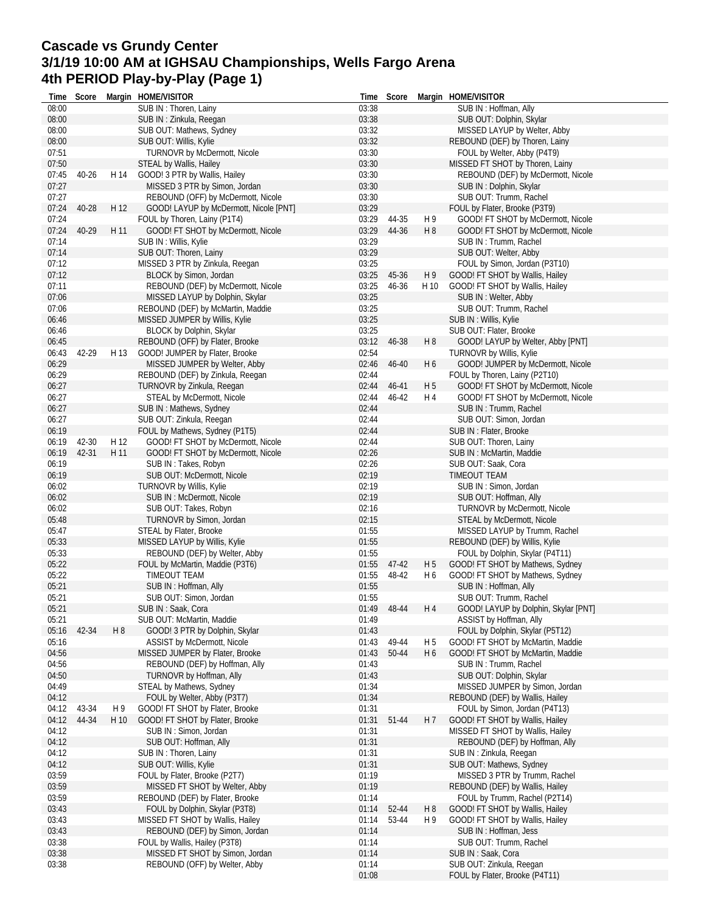# Cascade vs Grundy Center
# 3/1/19 10:00 AM at IGHSAU Championships, Wells Fargo Arena
# 4th PERIOD Play-by-Play (Page 1)

| Time | Score | Margin | HOME/VISITOR |
|---|---|---|---|
| 08:00 | | | SUB IN : Thoren, Lainy |
| 08:00 | | | SUB IN : Zinkula, Reegan |
| 08:00 | | | SUB OUT: Mathews, Sydney |
| 08:00 | | | SUB OUT: Willis, Kylie |
| 07:51 | | | TURNOVR by McDermott, Nicole |
| 07:50 | | | STEAL by Wallis, Hailey |
| 07:45 | 40-26 | H 14 | GOOD! 3 PTR by Wallis, Hailey |
| 07:27 | | | MISSED 3 PTR by Simon, Jordan |
| 07:27 | | | REBOUND (OFF) by McDermott, Nicole |
| 07:24 | 40-28 | H 12 | GOOD! LAYUP by McDermott, Nicole [PNT] |
| 07:24 | | | FOUL by Thoren, Lainy (P1T4) |
| 07:24 | 40-29 | H 11 | GOOD! FT SHOT by McDermott, Nicole |
| 07:14 | | | SUB IN : Willis, Kylie |
| 07:14 | | | SUB OUT: Thoren, Lainy |
| 07:12 | | | MISSED 3 PTR by Zinkula, Reegan |
| 07:12 | | | BLOCK by Simon, Jordan |
| 07:11 | | | REBOUND (DEF) by McDermott, Nicole |
| 07:06 | | | MISSED LAYUP by Dolphin, Skylar |
| 07:06 | | | REBOUND (DEF) by McMartin, Maddie |
| 06:46 | | | MISSED JUMPER by Willis, Kylie |
| 06:46 | | | BLOCK by Dolphin, Skylar |
| 06:45 | | | REBOUND (OFF) by Flater, Brooke |
| 06:43 | 42-29 | H 13 | GOOD! JUMPER by Flater, Brooke |
| 06:29 | | | MISSED JUMPER by Welter, Abby |
| 06:29 | | | REBOUND (DEF) by Zinkula, Reegan |
| 06:27 | | | TURNOVR by Zinkula, Reegan |
| 06:27 | | | STEAL by McDermott, Nicole |
| 06:27 | | | SUB IN : Mathews, Sydney |
| 06:27 | | | SUB OUT: Zinkula, Reegan |
| 06:19 | | | FOUL by Mathews, Sydney (P1T5) |
| 06:19 | 42-30 | H 12 | GOOD! FT SHOT by McDermott, Nicole |
| 06:19 | 42-31 | H 11 | GOOD! FT SHOT by McDermott, Nicole |
| 06:19 | | | SUB IN : Takes, Robyn |
| 06:19 | | | SUB OUT: McDermott, Nicole |
| 06:02 | | | TURNOVR by Willis, Kylie |
| 06:02 | | | SUB IN : McDermott, Nicole |
| 06:02 | | | SUB OUT: Takes, Robyn |
| 05:48 | | | TURNOVR by Simon, Jordan |
| 05:47 | | | STEAL by Flater, Brooke |
| 05:33 | | | MISSED LAYUP by Willis, Kylie |
| 05:33 | | | REBOUND (DEF) by Welter, Abby |
| 05:22 | | | FOUL by McMartin, Maddie (P3T6) |
| 05:22 | | | TIMEOUT TEAM |
| 05:21 | | | SUB IN : Hoffman, Ally |
| 05:21 | | | SUB OUT: Simon, Jordan |
| 05:21 | | | SUB IN : Saak, Cora |
| 05:21 | | | SUB OUT: McMartin, Maddie |
| 05:16 | 42-34 | H 8 | GOOD! 3 PTR by Dolphin, Skylar |
| 05:16 | | | ASSIST by McDermott, Nicole |
| 04:56 | | | MISSED JUMPER by Flater, Brooke |
| 04:56 | | | REBOUND (DEF) by Hoffman, Ally |
| 04:50 | | | TURNOVR by Hoffman, Ally |
| 04:49 | | | STEAL by Mathews, Sydney |
| 04:12 | | | FOUL by Welter, Abby (P3T7) |
| 04:12 | 43-34 | H 9 | GOOD! FT SHOT by Flater, Brooke |
| 04:12 | 44-34 | H 10 | GOOD! FT SHOT by Flater, Brooke |
| 04:12 | | | SUB IN : Simon, Jordan |
| 04:12 | | | SUB OUT: Hoffman, Ally |
| 04:12 | | | SUB IN : Thoren, Lainy |
| 04:12 | | | SUB OUT: Willis, Kylie |
| 03:59 | | | FOUL by Flater, Brooke (P2T7) |
| 03:59 | | | MISSED FT SHOT by Welter, Abby |
| 03:59 | | | REBOUND (DEF) by Flater, Brooke |
| 03:43 | | | FOUL by Dolphin, Skylar (P3T8) |
| 03:43 | | | MISSED FT SHOT by Wallis, Hailey |
| 03:43 | | | REBOUND (DEF) by Simon, Jordan |
| 03:38 | | | FOUL by Wallis, Hailey (P3T8) |
| 03:38 | | | MISSED FT SHOT by Simon, Jordan |
| 03:38 | | | REBOUND (OFF) by Welter, Abby |
| 03:38 | | | SUB IN : Hoffman, Ally |
| 03:38 | | | SUB OUT: Dolphin, Skylar |
| 03:32 | | | MISSED LAYUP by Welter, Abby |
| 03:32 | | | REBOUND (DEF) by Thoren, Lainy |
| 03:30 | | | FOUL by Welter, Abby (P4T9) |
| 03:30 | | | MISSED FT SHOT by Thoren, Lainy |
| 03:30 | | | REBOUND (DEF) by McDermott, Nicole |
| 03:30 | | | SUB IN : Dolphin, Skylar |
| 03:30 | | | SUB OUT: Trumm, Rachel |
| 03:29 | | | FOUL by Flater, Brooke (P3T9) |
| 03:29 | 44-35 | H 9 | GOOD! FT SHOT by McDermott, Nicole |
| 03:29 | 44-36 | H 8 | GOOD! FT SHOT by McDermott, Nicole |
| 03:29 | | | SUB IN : Trumm, Rachel |
| 03:29 | | | SUB OUT: Welter, Abby |
| 03:25 | | | FOUL by Simon, Jordan (P3T10) |
| 03:25 | 45-36 | H 9 | GOOD! FT SHOT by Wallis, Hailey |
| 03:25 | 46-36 | H 10 | GOOD! FT SHOT by Wallis, Hailey |
| 03:25 | | | SUB IN : Welter, Abby |
| 03:25 | | | SUB OUT: Trumm, Rachel |
| 03:25 | | | SUB IN : Willis, Kylie |
| 03:25 | | | SUB OUT: Flater, Brooke |
| 03:12 | 46-38 | H 8 | GOOD! LAYUP by Welter, Abby [PNT] |
| 02:54 | | | TURNOVR by Willis, Kylie |
| 02:46 | 46-40 | H 6 | GOOD! JUMPER by McDermott, Nicole |
| 02:44 | | | FOUL by Thoren, Lainy (P2T10) |
| 02:44 | 46-41 | H 5 | GOOD! FT SHOT by McDermott, Nicole |
| 02:44 | 46-42 | H 4 | GOOD! FT SHOT by McDermott, Nicole |
| 02:44 | | | SUB IN : Trumm, Rachel |
| 02:44 | | | SUB OUT: Simon, Jordan |
| 02:44 | | | SUB IN : Flater, Brooke |
| 02:44 | | | SUB OUT: Thoren, Lainy |
| 02:26 | | | SUB IN : McMartin, Maddie |
| 02:26 | | | SUB OUT: Saak, Cora |
| 02:19 | | | TIMEOUT TEAM |
| 02:19 | | | SUB IN : Simon, Jordan |
| 02:19 | | | SUB OUT: Hoffman, Ally |
| 02:16 | | | TURNOVR by McDermott, Nicole |
| 02:15 | | | STEAL by McDermott, Nicole |
| 01:55 | | | MISSED LAYUP by Trumm, Rachel |
| 01:55 | | | REBOUND (DEF) by Willis, Kylie |
| 01:55 | | | FOUL by Dolphin, Skylar (P4T11) |
| 01:55 | 47-42 | H 5 | GOOD! FT SHOT by Mathews, Sydney |
| 01:55 | 48-42 | H 6 | GOOD! FT SHOT by Mathews, Sydney |
| 01:55 | | | SUB IN : Hoffman, Ally |
| 01:55 | | | SUB OUT: Trumm, Rachel |
| 01:49 | 48-44 | H 4 | GOOD! LAYUP by Dolphin, Skylar [PNT] |
| 01:49 | | | ASSIST by Hoffman, Ally |
| 01:43 | | | FOUL by Dolphin, Skylar (P5T12) |
| 01:43 | 49-44 | H 5 | GOOD! FT SHOT by McMartin, Maddie |
| 01:43 | 50-44 | H 6 | GOOD! FT SHOT by McMartin, Maddie |
| 01:43 | | | SUB IN : Trumm, Rachel |
| 01:43 | | | SUB OUT: Dolphin, Skylar |
| 01:34 | | | MISSED JUMPER by Simon, Jordan |
| 01:34 | | | REBOUND (DEF) by Wallis, Hailey |
| 01:31 | | | FOUL by Simon, Jordan (P4T13) |
| 01:31 | 51-44 | H 7 | GOOD! FT SHOT by Wallis, Hailey |
| 01:31 | | | MISSED FT SHOT by Wallis, Hailey |
| 01:31 | | | REBOUND (DEF) by Hoffman, Ally |
| 01:31 | | | SUB IN : Zinkula, Reegan |
| 01:31 | | | SUB OUT: Mathews, Sydney |
| 01:19 | | | MISSED 3 PTR by Trumm, Rachel |
| 01:19 | | | REBOUND (DEF) by Wallis, Hailey |
| 01:14 | | | FOUL by Trumm, Rachel (P2T14) |
| 01:14 | 52-44 | H 8 | GOOD! FT SHOT by Wallis, Hailey |
| 01:14 | 53-44 | H 9 | GOOD! FT SHOT by Wallis, Hailey |
| 01:14 | | | SUB IN : Hoffman, Jess |
| 01:14 | | | SUB OUT: Trumm, Rachel |
| 01:14 | | | SUB IN : Saak, Cora |
| 01:14 | | | SUB OUT: Zinkula, Reegan |
| 01:08 | | | FOUL by Flater, Brooke (P4T11) |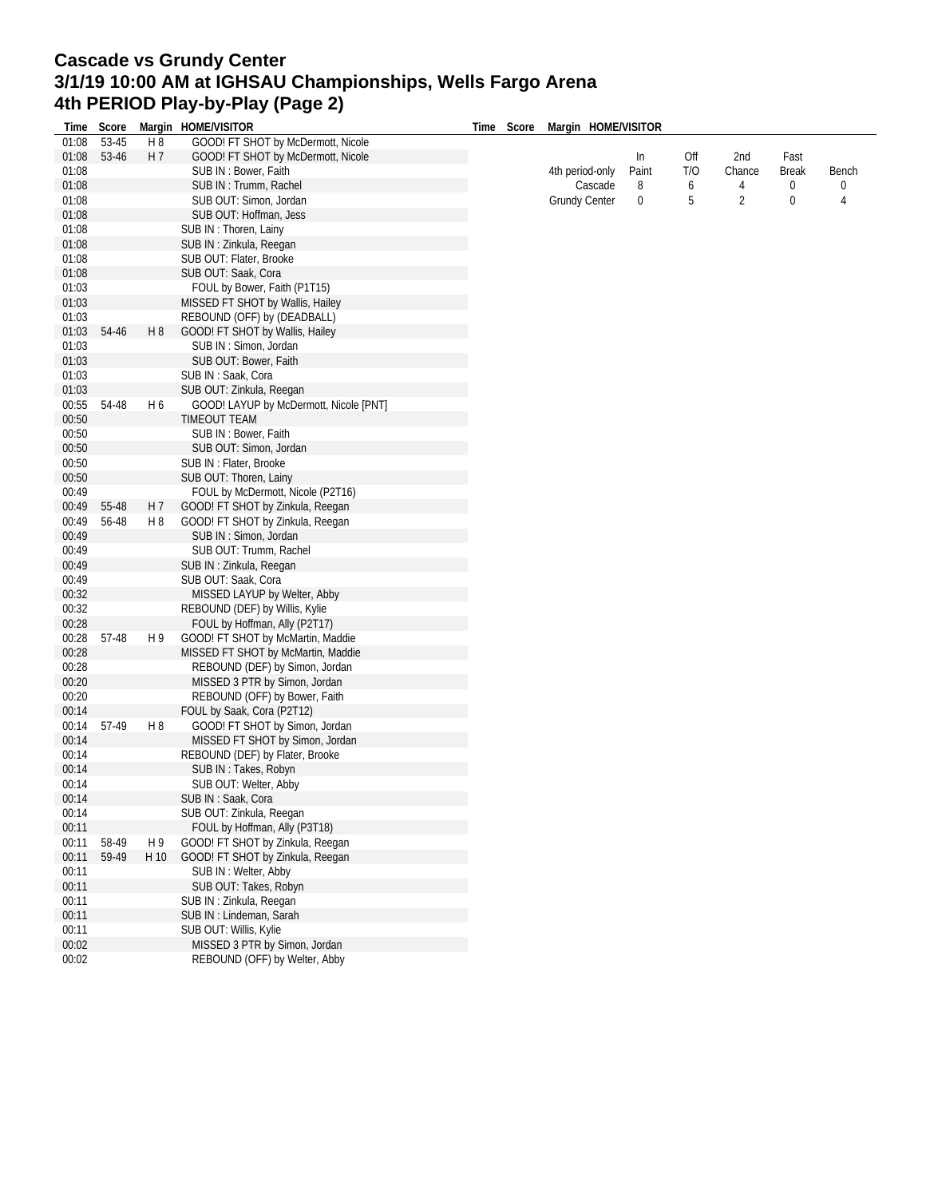# Cascade vs Grundy Center
## 3/1/19 10:00 AM at IGHSAU Championships, Wells Fargo Arena
## 4th PERIOD Play-by-Play (Page 2)

| Time | Score | Margin | HOME/VISITOR |
|---|---|---|---|
| 01:08 | 53-45 | H 8 | GOOD! FT SHOT by McDermott, Nicole |
| 01:08 | 53-46 | H 7 | GOOD! FT SHOT by McDermott, Nicole |
| 01:08 | | | SUB IN : Bower, Faith |
| 01:08 | | | SUB IN : Trumm, Rachel |
| 01:08 | | | SUB OUT: Simon, Jordan |
| 01:08 | | | SUB OUT: Hoffman, Jess |
| 01:08 | | | SUB IN : Thoren, Lainy |
| 01:08 | | | SUB IN : Zinkula, Reegan |
| 01:08 | | | SUB OUT: Flater, Brooke |
| 01:08 | | | SUB OUT: Saak, Cora |
| 01:03 | | | FOUL by Bower, Faith (P1T15) |
| 01:03 | | | MISSED FT SHOT by Wallis, Hailey |
| 01:03 | | | REBOUND (OFF) by (DEADBALL) |
| 01:03 | 54-46 | H 8 | GOOD! FT SHOT by Wallis, Hailey |
| 01:03 | | | SUB IN : Simon, Jordan |
| 01:03 | | | SUB OUT: Bower, Faith |
| 01:03 | | | SUB IN : Saak, Cora |
| 01:03 | | | SUB OUT: Zinkula, Reegan |
| 00:55 | 54-48 | H 6 | GOOD! LAYUP by McDermott, Nicole [PNT] |
| 00:50 | | | TIMEOUT TEAM |
| 00:50 | | | SUB IN : Bower, Faith |
| 00:50 | | | SUB OUT: Simon, Jordan |
| 00:50 | | | SUB IN : Flater, Brooke |
| 00:50 | | | SUB OUT: Thoren, Lainy |
| 00:49 | | | FOUL by McDermott, Nicole (P2T16) |
| 00:49 | 55-48 | H 7 | GOOD! FT SHOT by Zinkula, Reegan |
| 00:49 | 56-48 | H 8 | GOOD! FT SHOT by Zinkula, Reegan |
| 00:49 | | | SUB IN : Simon, Jordan |
| 00:49 | | | SUB OUT: Trumm, Rachel |
| 00:49 | | | SUB IN : Zinkula, Reegan |
| 00:49 | | | SUB OUT: Saak, Cora |
| 00:32 | | | MISSED LAYUP by Welter, Abby |
| 00:32 | | | REBOUND (DEF) by Willis, Kylie |
| 00:28 | | | FOUL by Hoffman, Ally (P2T17) |
| 00:28 | 57-48 | H 9 | GOOD! FT SHOT by McMartin, Maddie |
| 00:28 | | | MISSED FT SHOT by McMartin, Maddie |
| 00:28 | | | REBOUND (DEF) by Simon, Jordan |
| 00:20 | | | MISSED 3 PTR by Simon, Jordan |
| 00:20 | | | REBOUND (OFF) by Bower, Faith |
| 00:14 | | | FOUL by Saak, Cora (P2T12) |
| 00:14 | 57-49 | H 8 | GOOD! FT SHOT by Simon, Jordan |
| 00:14 | | | MISSED FT SHOT by Simon, Jordan |
| 00:14 | | | REBOUND (DEF) by Flater, Brooke |
| 00:14 | | | SUB IN : Takes, Robyn |
| 00:14 | | | SUB OUT: Welter, Abby |
| 00:14 | | | SUB IN : Saak, Cora |
| 00:14 | | | SUB OUT: Zinkula, Reegan |
| 00:11 | | | FOUL by Hoffman, Ally (P3T18) |
| 00:11 | 58-49 | H 9 | GOOD! FT SHOT by Zinkula, Reegan |
| 00:11 | 59-49 | H 10 | GOOD! FT SHOT by Zinkula, Reegan |
| 00:11 | | | SUB IN : Welter, Abby |
| 00:11 | | | SUB OUT: Takes, Robyn |
| 00:11 | | | SUB IN : Zinkula, Reegan |
| 00:11 | | | SUB IN : Lindeman, Sarah |
| 00:11 | | | SUB OUT: Willis, Kylie |
| 00:02 | | | MISSED 3 PTR by Simon, Jordan |
| 00:02 | | | REBOUND (OFF) by Welter, Abby |

| 4th period-only | In Paint | Off T/O | 2nd Chance | Fast Break | Bench |
|---|---|---|---|---|---|
| Cascade | 8 | 6 | 4 | 0 | 0 |
| Grundy Center | 0 | 5 | 2 | 0 | 4 |